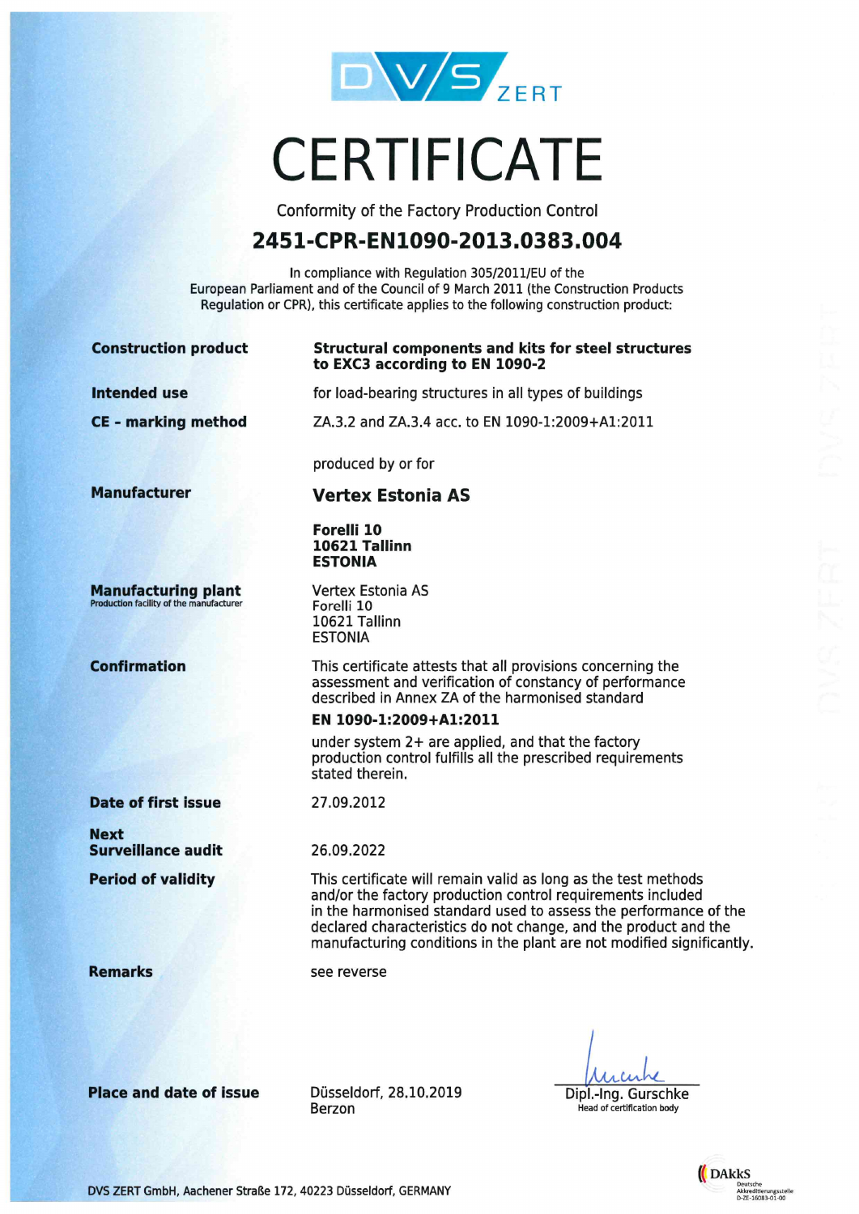DVS ZERT

# CERTIFICATE

Conformity of the Factory Production Control

## 2451-CPR-EN1090-2013.0383.004

In compliance with Regulation 305/2011/EU of the European Parliament and of the Council of 9 March 2011 (the Construction Products Regulation or CPR), this certificate applies to the following construction product:

**Construction product** — **Structural components and kits for steel structures to EXC3 according to EN 1090-2**

**Intended use** — for load-bearing structures in all types of buildings

**CE - marking method** — ZA.3.2 and ZA.3.4 acc. to EN 1090-1:2009+A1:2011

produced by or for

**Manufacturer** — **Vertex Estonia AS**

**Forelli 10**
**10621 Tallinn**
**ESTONIA**

**Manufacturing plant**
Production facility of the manufacturer

Vertex Estonia AS
Forelli 10
10621 Tallinn
ESTONIA

**Confirmation** — This certificate attests that all provisions concerning the assessment and verification of constancy of performance described in Annex ZA of the harmonised standard

**EN 1090-1:2009+A1:2011**

under system 2+ are applied, and that the factory production control fulfills all the prescribed requirements stated therein.

**Date of first issue** — 27.09.2012

**Next Surveillance audit** — 26.09.2022

**Period of validity** — This certificate will remain valid as long as the test methods and/or the factory production control requirements included in the harmonised standard used to assess the performance of the declared characteristics do not change, and the product and the manufacturing conditions in the plant are not modified significantly.

**Remarks** — see reverse

**Place and date of issue** — Düsseldorf, 28.10.2019
Berzon

Dipl.-Ing. Gurschke
Head of certification body

DVS ZERT GmbH, Aachener Straße 172, 40223 Düsseldorf, GERMANY

DAkkS Deutsche Akkreditierungsstelle D-ZE-16083-01-00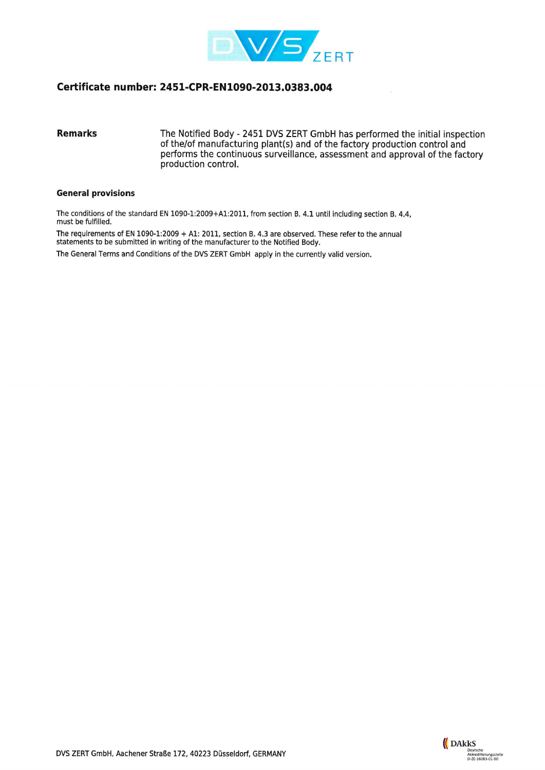**Certificate number: 2451-CPR-EN1090-2013.0383.004**

| | |
|---|---|
| **Remarks** | The Notified Body - 2451 DVS ZERT GmbH has performed the initial inspection of the/of manufacturing plant(s) and of the factory production control and performs the continuous surveillance, assessment and approval of the factory production control. |

**General provisions**

The conditions of the standard EN 1090-1:2009+A1:2011, from section B. 4.1 until including section B. 4.4, must be fulfilled.

The requirements of EN 1090-1:2009 + A1: 2011, section B. 4.3 are observed. These refer to the annual statements to be submitted in writing of the manufacturer to the Notified Body.

The General Terms and Conditions of the DVS ZERT GmbH apply in the currently valid version.

DVS ZERT GmbH, Aachener Straße 172, 40223 Düsseldorf, GERMANY

DAkkS Deutsche Akkreditierungsstelle D-ZE-16083-01-00